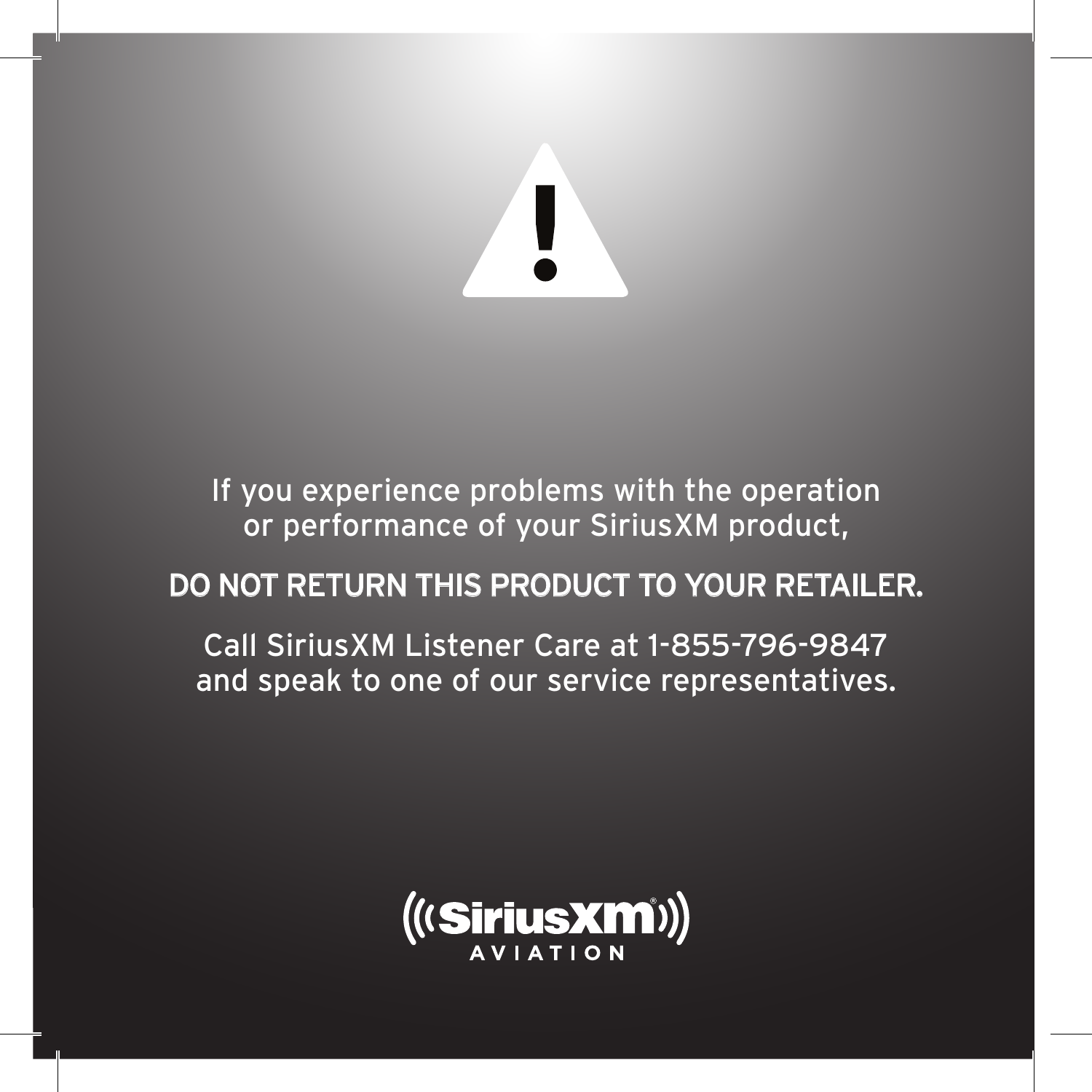If you experience problems with the operation or performance of your SiriusXM product,

**DO NOT RETURN THIS PRODUCT TO YOUR RETAILER.**

Call SiriusXM Listener Care at 1-855-796-9847 and speak to one of our service representatives.

SiriusXM® AVIATION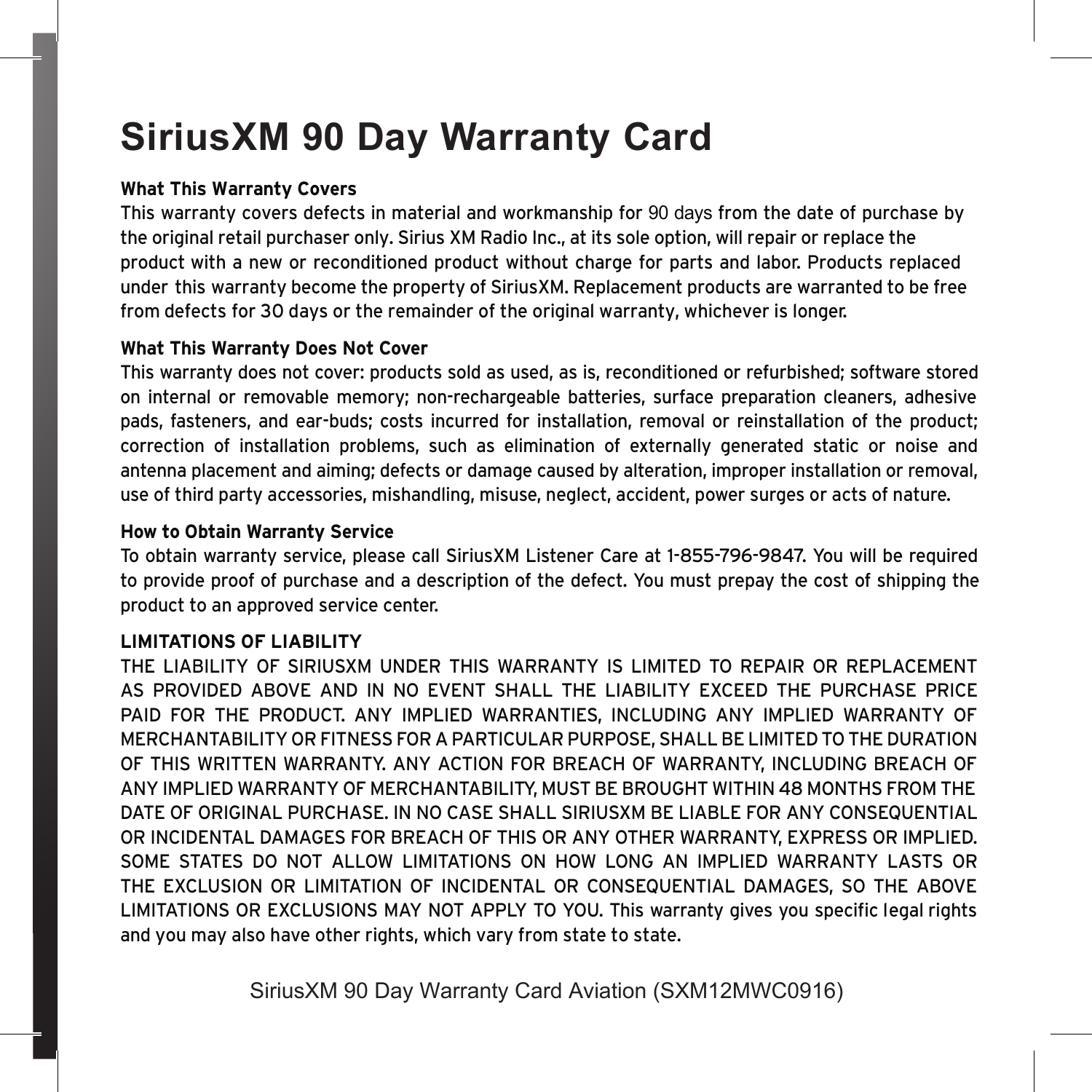# SiriusXM 90 Day Warranty Card

**What This Warranty Covers**

This warranty covers defects in material and workmanship for 90 days from the date of purchase by the original retail purchaser only. Sirius XM Radio Inc., at its sole option, will repair or replace the product with a new or reconditioned product without charge for parts and labor. Products replaced under this warranty become the property of SiriusXM. Replacement products are warranted to be free from defects for 30 days or the remainder of the original warranty, whichever is longer.

**What This Warranty Does Not Cover**

This warranty does not cover: products sold as used, as is, reconditioned or refurbished; software stored on internal or removable memory; non-rechargeable batteries, surface preparation cleaners, adhesive pads, fasteners, and ear-buds; costs incurred for installation, removal or reinstallation of the product; correction of installation problems, such as elimination of externally generated static or noise and antenna placement and aiming; defects or damage caused by alteration, improper installation or removal, use of third party accessories, mishandling, misuse, neglect, accident, power surges or acts of nature.

**How to Obtain Warranty Service**

To obtain warranty service, please call SiriusXM Listener Care at 1-855-796-9847. You will be required to provide proof of purchase and a description of the defect. You must prepay the cost of shipping the product to an approved service center.

**LIMITATIONS OF LIABILITY**

THE LIABILITY OF SIRIUSXM UNDER THIS WARRANTY IS LIMITED TO REPAIR OR REPLACEMENT AS PROVIDED ABOVE AND IN NO EVENT SHALL THE LIABILITY EXCEED THE PURCHASE PRICE PAID FOR THE PRODUCT. ANY IMPLIED WARRANTIES, INCLUDING ANY IMPLIED WARRANTY OF MERCHANTABILITY OR FITNESS FOR A PARTICULAR PURPOSE, SHALL BE LIMITED TO THE DURATION OF THIS WRITTEN WARRANTY. ANY ACTION FOR BREACH OF WARRANTY, INCLUDING BREACH OF ANY IMPLIED WARRANTY OF MERCHANTABILITY, MUST BE BROUGHT WITHIN 48 MONTHS FROM THE DATE OF ORIGINAL PURCHASE. IN NO CASE SHALL SIRIUSXM BE LIABLE FOR ANY CONSEQUENTIAL OR INCIDENTAL DAMAGES FOR BREACH OF THIS OR ANY OTHER WARRANTY, EXPRESS OR IMPLIED. SOME STATES DO NOT ALLOW LIMITATIONS ON HOW LONG AN IMPLIED WARRANTY LASTS OR THE EXCLUSION OR LIMITATION OF INCIDENTAL OR CONSEQUENTIAL DAMAGES, SO THE ABOVE LIMITATIONS OR EXCLUSIONS MAY NOT APPLY TO YOU. This warranty gives you specific legal rights and you may also have other rights, which vary from state to state.

SiriusXM 90 Day Warranty Card Aviation (SXM12MWC0916)